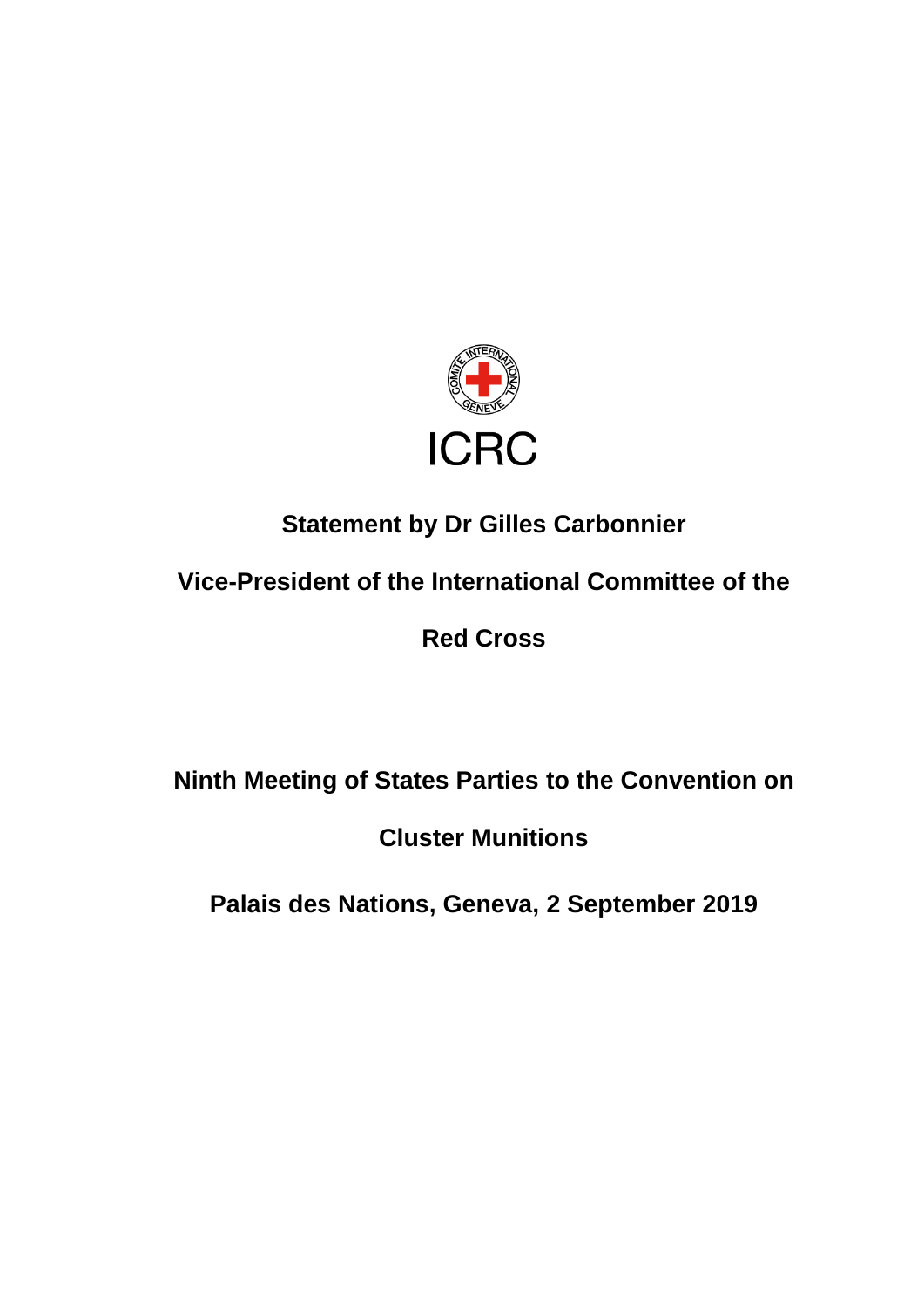ICRC

**Statement by Dr Gilles Carbonnier**

**Vice-President of the International Committee of the Red Cross**

**Ninth Meeting of States Parties to the Convention on Cluster Munitions**

**Palais des Nations, Geneva, 2 September 2019**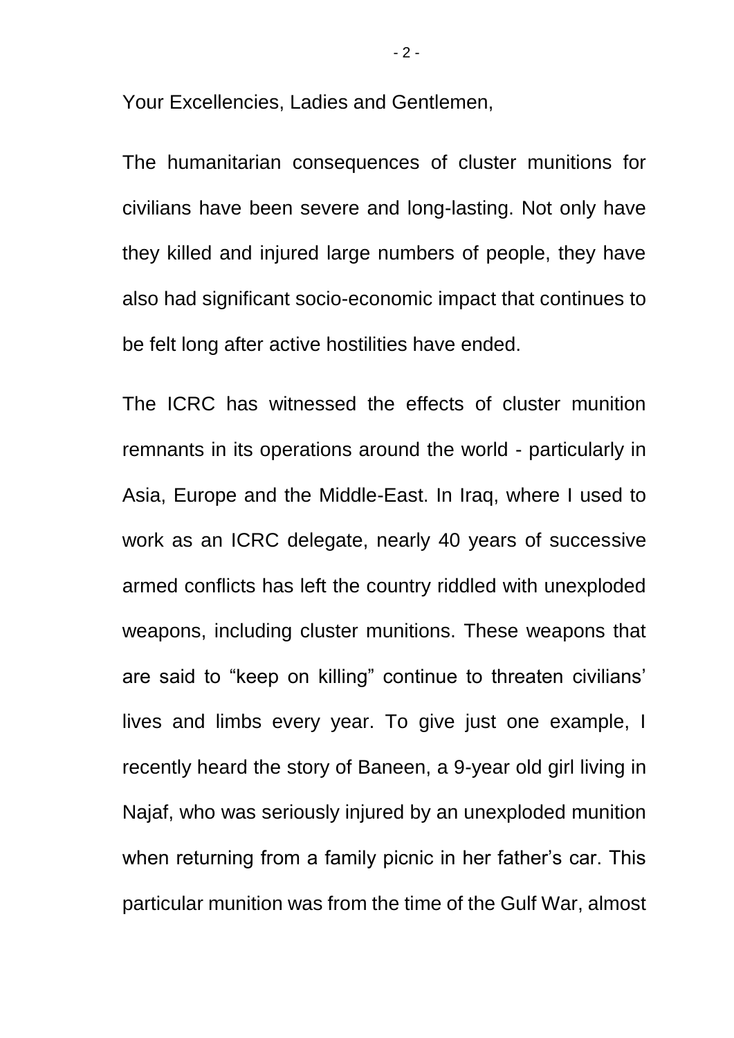Your Excellencies, Ladies and Gentlemen,

The humanitarian consequences of cluster munitions for civilians have been severe and long-lasting. Not only have they killed and injured large numbers of people, they have also had significant socio-economic impact that continues to be felt long after active hostilities have ended.

The ICRC has witnessed the effects of cluster munition remnants in its operations around the world - particularly in Asia, Europe and the Middle-East. In Iraq, where I used to work as an ICRC delegate, nearly 40 years of successive armed conflicts has left the country riddled with unexploded weapons, including cluster munitions. These weapons that are said to "keep on killing" continue to threaten civilians' lives and limbs every year. To give just one example, I recently heard the story of Baneen, a 9-year old girl living in Najaf, who was seriously injured by an unexploded munition when returning from a family picnic in her father's car. This particular munition was from the time of the Gulf War, almost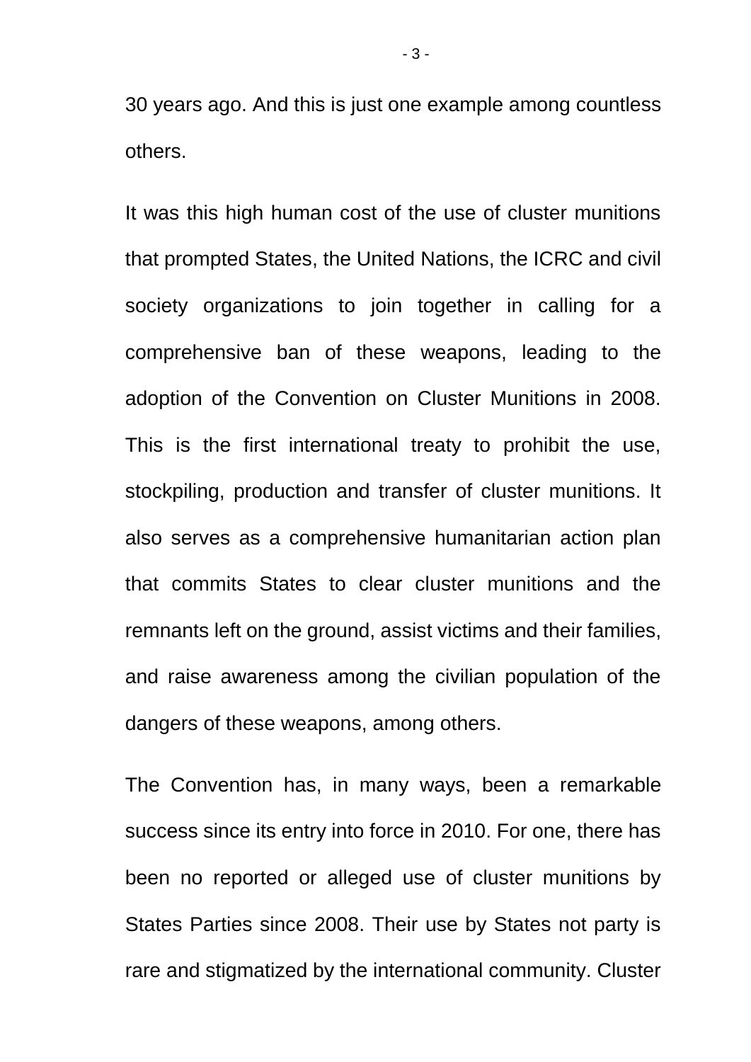30 years ago. And this is just one example among countless others.

It was this high human cost of the use of cluster munitions that prompted States, the United Nations, the ICRC and civil society organizations to join together in calling for a comprehensive ban of these weapons, leading to the adoption of the Convention on Cluster Munitions in 2008. This is the first international treaty to prohibit the use, stockpiling, production and transfer of cluster munitions. It also serves as a comprehensive humanitarian action plan that commits States to clear cluster munitions and the remnants left on the ground, assist victims and their families, and raise awareness among the civilian population of the dangers of these weapons, among others.

The Convention has, in many ways, been a remarkable success since its entry into force in 2010. For one, there has been no reported or alleged use of cluster munitions by States Parties since 2008. Their use by States not party is rare and stigmatized by the international community. Cluster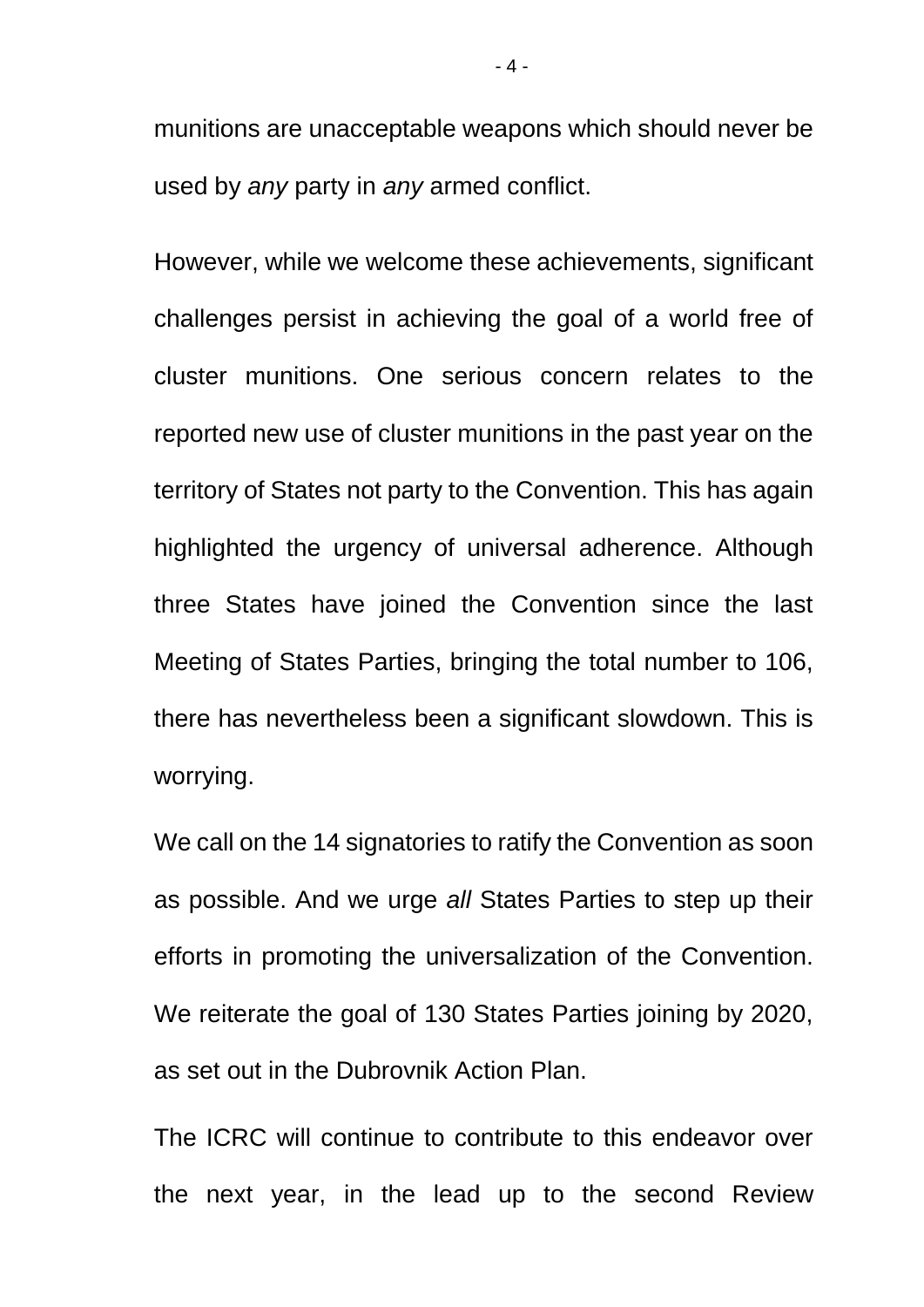munitions are unacceptable weapons which should never be used by *any* party in *any* armed conflict.

However, while we welcome these achievements, significant challenges persist in achieving the goal of a world free of cluster munitions. One serious concern relates to the reported new use of cluster munitions in the past year on the territory of States not party to the Convention. This has again highlighted the urgency of universal adherence. Although three States have joined the Convention since the last Meeting of States Parties, bringing the total number to 106, there has nevertheless been a significant slowdown. This is worrying.

We call on the 14 signatories to ratify the Convention as soon as possible. And we urge *all* States Parties to step up their efforts in promoting the universalization of the Convention. We reiterate the goal of 130 States Parties joining by 2020, as set out in the Dubrovnik Action Plan.

The ICRC will continue to contribute to this endeavor over the next year, in the lead up to the second Review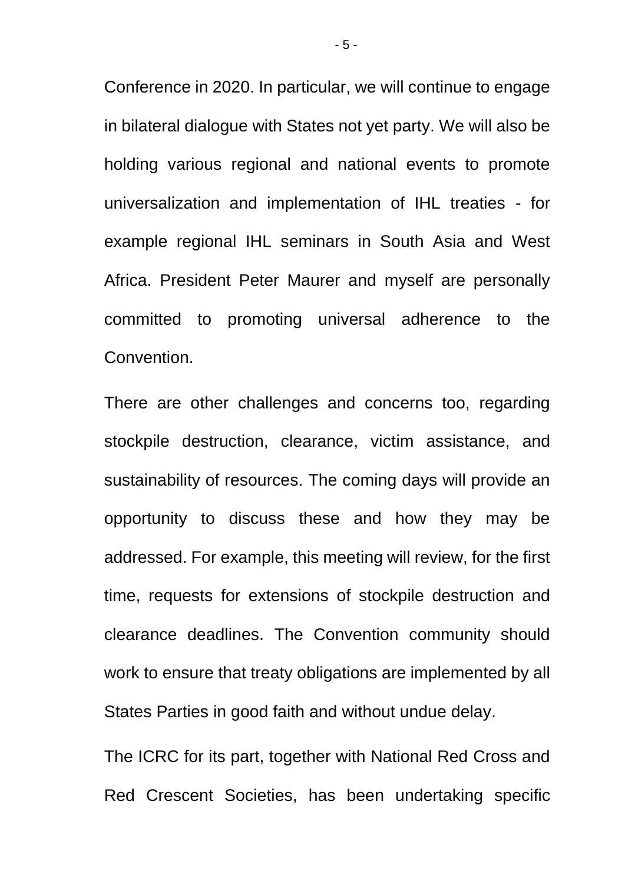Conference in 2020. In particular, we will continue to engage in bilateral dialogue with States not yet party. We will also be holding various regional and national events to promote universalization and implementation of IHL treaties - for example regional IHL seminars in South Asia and West Africa. President Peter Maurer and myself are personally committed to promoting universal adherence to the Convention.

There are other challenges and concerns too, regarding stockpile destruction, clearance, victim assistance, and sustainability of resources. The coming days will provide an opportunity to discuss these and how they may be addressed. For example, this meeting will review, for the first time, requests for extensions of stockpile destruction and clearance deadlines. The Convention community should work to ensure that treaty obligations are implemented by all States Parties in good faith and without undue delay.

The ICRC for its part, together with National Red Cross and Red Crescent Societies, has been undertaking specific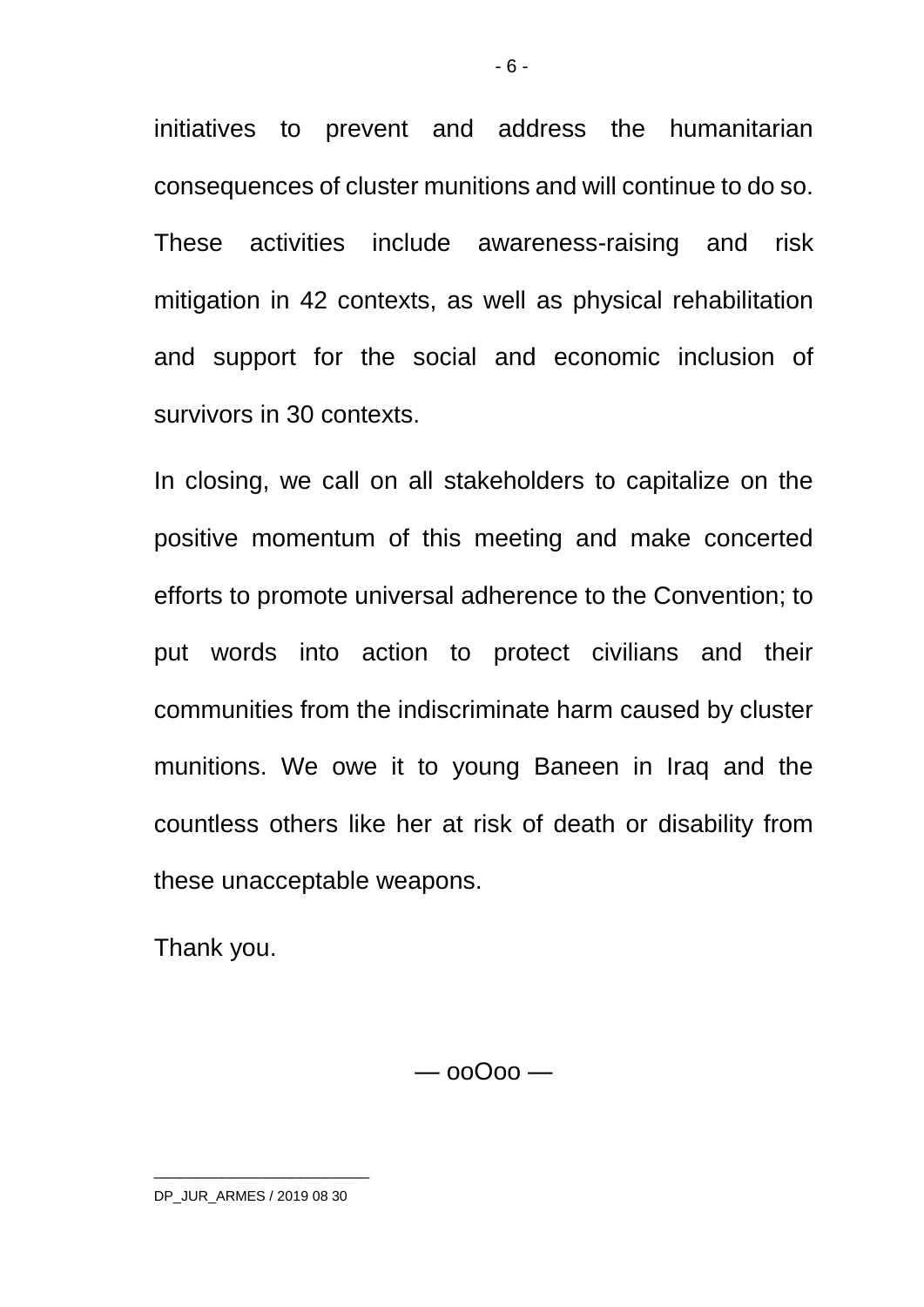initiatives to prevent and address the humanitarian consequences of cluster munitions and will continue to do so. These activities include awareness-raising and risk mitigation in 42 contexts, as well as physical rehabilitation and support for the social and economic inclusion of survivors in 30 contexts.

In closing, we call on all stakeholders to capitalize on the positive momentum of this meeting and make concerted efforts to promote universal adherence to the Convention; to put words into action to protect civilians and their communities from the indiscriminate harm caused by cluster munitions. We owe it to young Baneen in Iraq and the countless others like her at risk of death or disability from these unacceptable weapons.

Thank you.

— ooOoo —

DP_JUR_ARMES / 2019 08 30